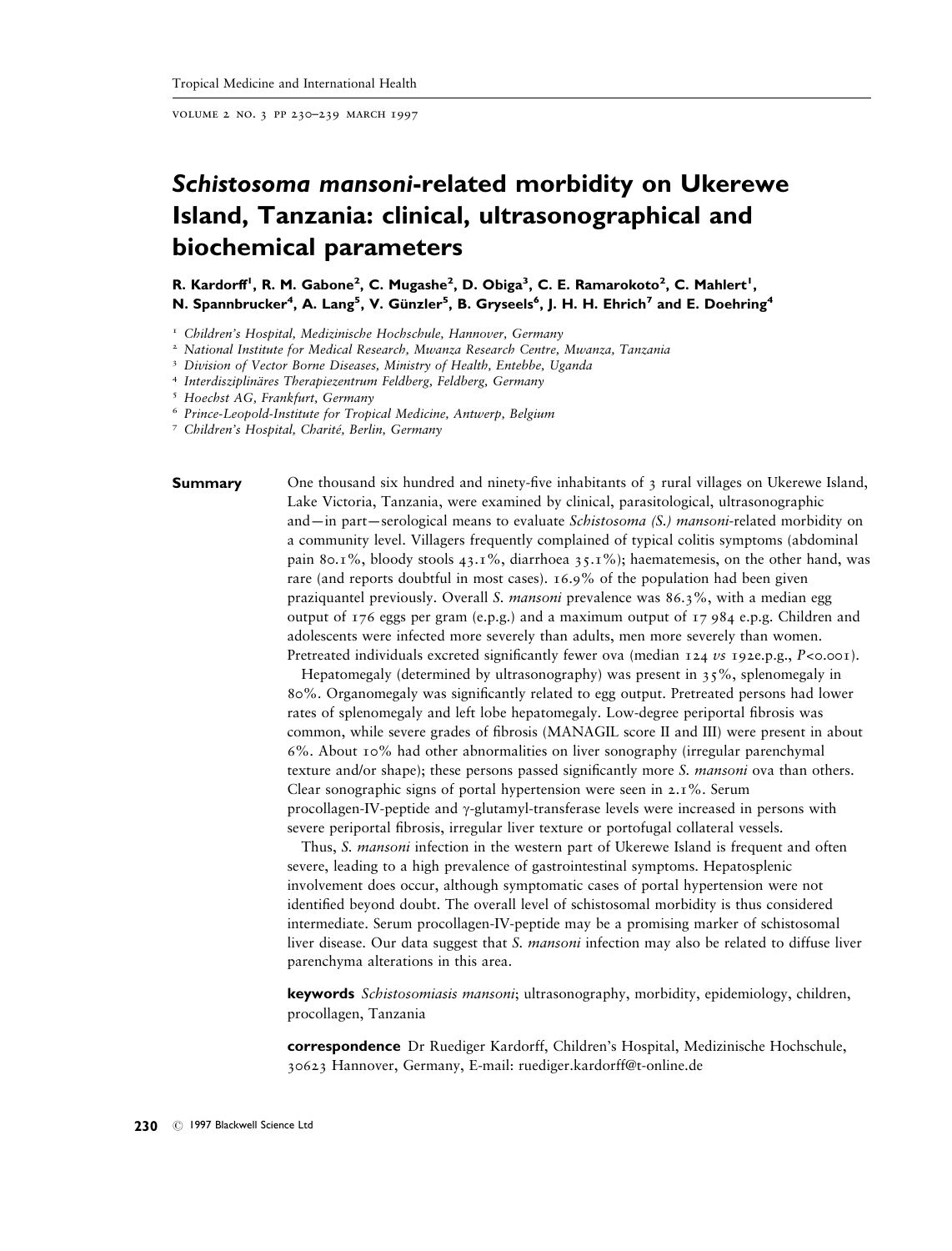# *Schistosoma mansoni*-related morbidity on Ukerewe Island, Tanzania: clinical, ultrasonographical and biochemical parameters

**R. Kardorff[1], R. M. Gabone[2], C. Mugashe[2], D. Obiga[3], C. E. Ramarokoto[2], C. Mahlert[1], N. Spannbrucker[4], A. Lang[5], V. Günzler[5], B. Gryseels[6], J. H. H. Ehrich[7] and E. Doehring[4]**

[1] *Children's Hospital, Medizinische Hochschule, Hannover, Germany*
[2] *National Institute for Medical Research, Mwanza Research Centre, Mwanza, Tanzania*
[3] *Division of Vector Borne Diseases, Ministry of Health, Entebbe, Uganda*
[4] *Interdisziplinäres Therapiezentrum Feldberg, Feldberg, Germany*
[5] *Hoechst AG, Frankfurt, Germany*
[6] *Prince-Leopold-Institute for Tropical Medicine, Antwerp, Belgium*
[7] *Children's Hospital, Charité, Berlin, Germany*

**Summary** One thousand six hundred and ninety-five inhabitants of 3 rural villages on Ukerewe Island, Lake Victoria, Tanzania, were examined by clinical, parasitological, ultrasonographic and—in part—serological means to evaluate *Schistosoma (S.) mansoni*-related morbidity on a community level. Villagers frequently complained of typical colitis symptoms (abdominal pain 80.1%, bloody stools 43.1%, diarrhoea 35.1%); haematemesis, on the other hand, was rare (and reports doubtful in most cases). 16.9% of the population had been given praziquantel previously. Overall *S. mansoni* prevalence was 86.3%, with a median egg output of 176 eggs per gram (e.p.g.) and a maximum output of 17 984 e.p.g. Children and adolescents were infected more severely than adults, men more severely than women. Pretreated individuals excreted significantly fewer ova (median 124 *vs* 192e.p.g., $P<0.001$).

Hepatomegaly (determined by ultrasonography) was present in 35%, splenomegaly in 80%. Organomegaly was significantly related to egg output. Pretreated persons had lower rates of splenomegaly and left lobe hepatomegaly. Low-degree periportal fibrosis was common, while severe grades of fibrosis (MANAGIL score II and III) were present in about 6%. About 10% had other abnormalities on liver sonography (irregular parenchymal texture and/or shape); these persons passed significantly more *S. mansoni* ova than others. Clear sonographic signs of portal hypertension were seen in 2.1%. Serum procollagen-IV-peptide and $\gamma$-glutamyl-transferase levels were increased in persons with severe periportal fibrosis, irregular liver texture or portofugal collateral vessels.

Thus, *S. mansoni* infection in the western part of Ukerewe Island is frequent and often severe, leading to a high prevalence of gastrointestinal symptoms. Hepatosplenic involvement does occur, although symptomatic cases of portal hypertension were not identified beyond doubt. The overall level of schistosomal morbidity is thus considered intermediate. Serum procollagen-IV-peptide may be a promising marker of schistosomal liver disease. Our data suggest that *S. mansoni* infection may also be related to diffuse liver parenchyma alterations in this area.

**keywords** *Schistosomiasis mansoni*; ultrasonography, morbidity, epidemiology, children, procollagen, Tanzania

**correspondence** Dr Ruediger Kardorff, Children's Hospital, Medizinische Hochschule, 30623 Hannover, Germany, E-mail: ruediger.kardorff@t-online.de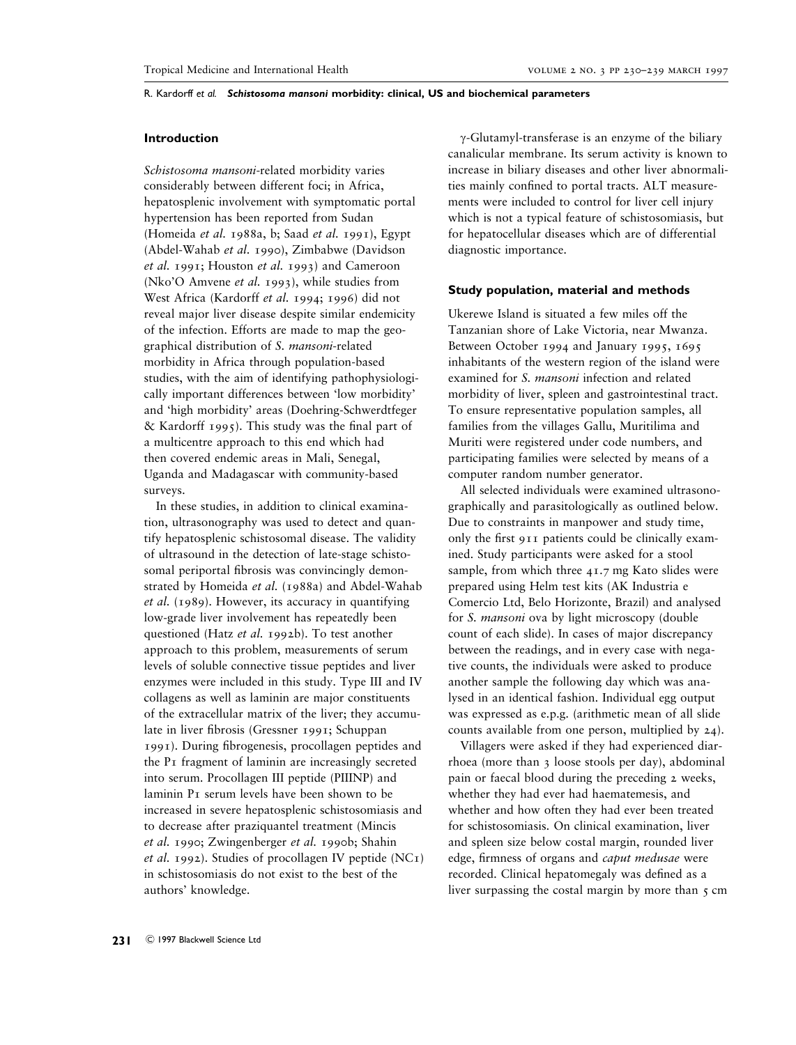## Introduction

*Schistosoma mansoni*-related morbidity varies considerably between different foci; in Africa, hepatosplenic involvement with symptomatic portal hypertension has been reported from Sudan (Homeida *et al.* 1988a, b; Saad *et al.* 1991), Egypt (Abdel-Wahab *et al.* 1990), Zimbabwe (Davidson *et al.* 1991; Houston *et al.* 1993) and Cameroon (Nko'O Amvene *et al.* 1993), while studies from West Africa (Kardorff *et al.* 1994; 1996) did not reveal major liver disease despite similar endemicity of the infection. Efforts are made to map the geographical distribution of *S. mansoni*-related morbidity in Africa through population-based studies, with the aim of identifying pathophysiologically important differences between 'low morbidity' and 'high morbidity' areas (Doehring-Schwerdtfeger & Kardorff 1995). This study was the final part of a multicentre approach to this end which had then covered endemic areas in Mali, Senegal, Uganda and Madagascar with community-based surveys.

In these studies, in addition to clinical examination, ultrasonography was used to detect and quantify hepatosplenic schistosomal disease. The validity of ultrasound in the detection of late-stage schistosomal periportal fibrosis was convincingly demonstrated by Homeida *et al.* (1988a) and Abdel-Wahab *et al.* (1989). However, its accuracy in quantifying low-grade liver involvement has repeatedly been questioned (Hatz *et al.* 1992b). To test another approach to this problem, measurements of serum levels of soluble connective tissue peptides and liver enzymes were included in this study. Type III and IV collagens as well as laminin are major constituents of the extracellular matrix of the liver; they accumulate in liver fibrosis (Gressner 1991; Schuppan 1991). During fibrogenesis, procollagen peptides and the P1 fragment of laminin are increasingly secreted into serum. Procollagen III peptide (PIIINP) and laminin P1 serum levels have been shown to be increased in severe hepatosplenic schistosomiasis and to decrease after praziquantel treatment (Mincis *et al.* 1990; Zwingenberger *et al.* 1990b; Shahin *et al.* 1992). Studies of procollagen IV peptide (NC1) in schistosomiasis do not exist to the best of the authors' knowledge.

$\gamma$-Glutamyl-transferase is an enzyme of the biliary canalicular membrane. Its serum activity is known to increase in biliary diseases and other liver abnormalities mainly confined to portal tracts. ALT measurements were included to control for liver cell injury which is not a typical feature of schistosomiasis, but for hepatocellular diseases which are of differential diagnostic importance.

## Study population, material and methods

Ukerewe Island is situated a few miles off the Tanzanian shore of Lake Victoria, near Mwanza. Between October 1994 and January 1995, 1695 inhabitants of the western region of the island were examined for *S. mansoni* infection and related morbidity of liver, spleen and gastrointestinal tract. To ensure representative population samples, all families from the villages Gallu, Muritilima and Muriti were registered under code numbers, and participating families were selected by means of a computer random number generator.

All selected individuals were examined ultrasonographically and parasitologically as outlined below. Due to constraints in manpower and study time, only the first 911 patients could be clinically examined. Study participants were asked for a stool sample, from which three 41.7 mg Kato slides were prepared using Helm test kits (AK Industria e Comercio Ltd, Belo Horizonte, Brazil) and analysed for *S. mansoni* ova by light microscopy (double count of each slide). In cases of major discrepancy between the readings, and in every case with negative counts, the individuals were asked to produce another sample the following day which was analysed in an identical fashion. Individual egg output was expressed as e.p.g. (arithmetic mean of all slide counts available from one person, multiplied by 24).

Villagers were asked if they had experienced diarrhoea (more than 3 loose stools per day), abdominal pain or faecal blood during the preceding 2 weeks, whether they had ever had haematemesis, and whether and how often they had ever been treated for schistosomiasis. On clinical examination, liver and spleen size below costal margin, rounded liver edge, firmness of organs and *caput medusae* were recorded. Clinical hepatomegaly was defined as a liver surpassing the costal margin by more than 5 cm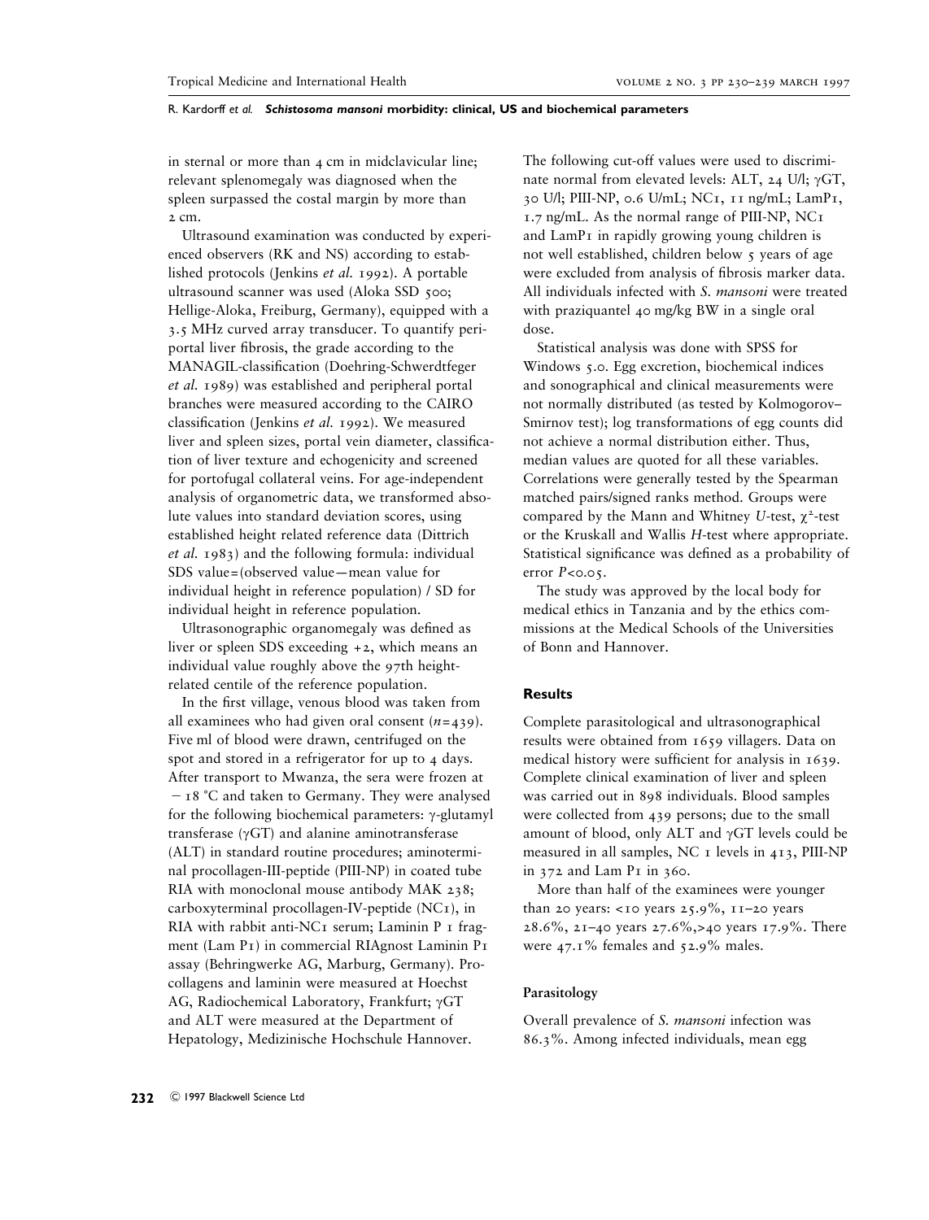in sternal or more than 4 cm in midclavicular line; relevant splenomegaly was diagnosed when the spleen surpassed the costal margin by more than 2 cm.

Ultrasound examination was conducted by experienced observers (RK and NS) according to established protocols (Jenkins *et al.* 1992). A portable ultrasound scanner was used (Aloka SSD 500; Hellige-Aloka, Freiburg, Germany), equipped with a 3.5 MHz curved array transducer. To quantify periportal liver fibrosis, the grade according to the MANAGIL-classification (Doehring-Schwerdtfeger *et al.* 1989) was established and peripheral portal branches were measured according to the CAIRO classification (Jenkins *et al.* 1992). We measured liver and spleen sizes, portal vein diameter, classification of liver texture and echogenicity and screened for portofugal collateral veins. For age-independent analysis of organometric data, we transformed absolute values into standard deviation scores, using established height related reference data (Dittrich *et al.* 1983) and the following formula: individual SDS value=(observed value−mean value for individual height in reference population) / SD for individual height in reference population.

Ultrasonographic organomegaly was defined as liver or spleen SDS exceeding +2, which means an individual value roughly above the 97th height-related centile of the reference population.

In the first village, venous blood was taken from all examinees who had given oral consent ($n=439$). Five ml of blood were drawn, centrifuged on the spot and stored in a refrigerator for up to 4 days. After transport to Mwanza, the sera were frozen at −18 °C and taken to Germany. They were analysed for the following biochemical parameters: γ-glutamyl transferase (γGT) and alanine aminotransferase (ALT) in standard routine procedures; aminoterminal procollagen-III-peptide (PIII-NP) in coated tube RIA with monoclonal mouse antibody MAK 238; carboxyterminal procollagen-IV-peptide (NC1), in RIA with rabbit anti-NC1 serum; Laminin P 1 fragment (Lam P1) in commercial RIAgnost Laminin P1 assay (Behringwerke AG, Marburg, Germany). Procollagens and laminin were measured at Hoechst AG, Radiochemical Laboratory, Frankfurt; γGT and ALT were measured at the Department of Hepatology, Medizinische Hochschule Hannover.

The following cut-off values were used to discriminate normal from elevated levels: ALT, 24 U/l; γGT, 30 U/l; PIII-NP, 0.6 U/mL; NC1, 11 ng/mL; LamP1, 1.7 ng/mL. As the normal range of PIII-NP, NC1 and LamP1 in rapidly growing young children is not well established, children below 5 years of age were excluded from analysis of fibrosis marker data. All individuals infected with *S. mansoni* were treated with praziquantel 40 mg/kg BW in a single oral dose.

Statistical analysis was done with SPSS for Windows 5.0. Egg excretion, biochemical indices and sonographical and clinical measurements were not normally distributed (as tested by Kolmogorov–Smirnov test); log transformations of egg counts did not achieve a normal distribution either. Thus, median values are quoted for all these variables. Correlations were generally tested by the Spearman matched pairs/signed ranks method. Groups were compared by the Mann and Whitney *U*-test, $\chi^2$-test or the Kruskall and Wallis *H*-test where appropriate. Statistical significance was defined as a probability of error $P<0.05$.

The study was approved by the local body for medical ethics in Tanzania and by the ethics commissions at the Medical Schools of the Universities of Bonn and Hannover.

## Results

Complete parasitological and ultrasonographical results were obtained from 1659 villagers. Data on medical history were sufficient for analysis in 1639. Complete clinical examination of liver and spleen was carried out in 898 individuals. Blood samples were collected from 439 persons; due to the small amount of blood, only ALT and γGT levels could be measured in all samples, NC 1 levels in 413, PIII-NP in 372 and Lam P1 in 360.

More than half of the examinees were younger than 20 years: <10 years 25.9%, 11–20 years 28.6%, 21–40 years 27.6%,>40 years 17.9%. There were 47.1% females and 52.9% males.

### Parasitology

Overall prevalence of *S. mansoni* infection was 86.3%. Among infected individuals, mean egg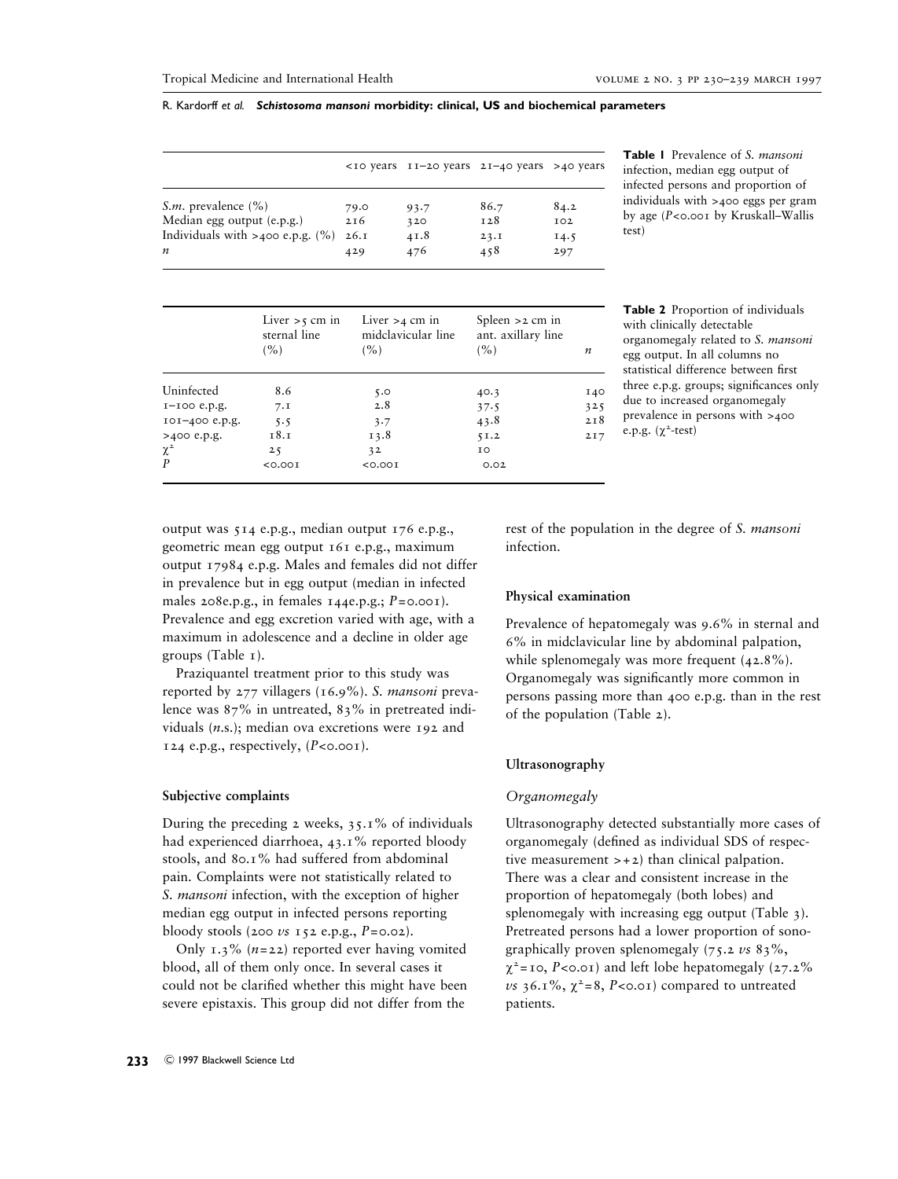|  | <10 years | 11–20 years | 21–40 years | >40 years |
|---|---|---|---|---|
| *S.m.* prevalence (%) | 79.0 | 93.7 | 86.7 | 84.2 |
| Median egg output (e.p.g.) | 216 | 320 | 128 | 102 |
| Individuals with >400 e.p.g. (%) | 26.1 | 41.8 | 23.1 | 14.5 |
| $n$ | 429 | 476 | 458 | 297 |

**Table 1** Prevalence of *S. mansoni* infection, median egg output of infected persons and proportion of individuals with >400 eggs per gram by age ($P<0.001$ by Kruskall–Wallis test)

|  | Liver >5 cm in sternal line (%) | Liver >4 cm in midclavicular line (%) | Spleen >2 cm in ant. axillary line (%) | $n$ |
|---|---|---|---|---|
| Uninfected | 8.6 | 5.0 | 40.3 | 140 |
| 1–100 e.p.g. | 7.1 | 2.8 | 37.5 | 325 |
| 101–400 e.p.g. | 5.5 | 3.7 | 43.8 | 218 |
| >400 e.p.g. | 18.1 | 13.8 | 51.2 | 217 |
| $\chi^2$ | 25 | 32 | 10 |  |
| $P$ | <0.001 | <0.001 | 0.02 |  |

**Table 2** Proportion of individuals with clinically detectable organomegaly related to *S. mansoni* egg output. In all columns no statistical difference between first three e.p.g. groups; significances only due to increased organomegaly prevalence in persons with >400 e.p.g. ($\chi^2$-test)

output was 514 e.p.g., median output 176 e.p.g., geometric mean egg output 161 e.p.g., maximum output 17984 e.p.g. Males and females did not differ in prevalence but in egg output (median in infected males 208e.p.g., in females 144e.p.g.; $P=0.001$). Prevalence and egg excretion varied with age, with a maximum in adolescence and a decline in older age groups (Table 1).

Praziquantel treatment prior to this study was reported by 277 villagers (16.9%). *S. mansoni* prevalence was 87% in untreated, 83% in pretreated individuals (*n.*s.); median ova excretions were 192 and 124 e.p.g., respectively, ($P<0.001$).

### Subjective complaints

During the preceding 2 weeks, 35.1% of individuals had experienced diarrhoea, 43.1% reported bloody stools, and 80.1% had suffered from abdominal pain. Complaints were not statistically related to *S. mansoni* infection, with the exception of higher median egg output in infected persons reporting bloody stools (200 *vs* 152 e.p.g., $P=0.02$).

Only 1.3% ($n=22$) reported ever having vomited blood, all of them only once. In several cases it could not be clarified whether this might have been severe epistaxis. This group did not differ from the rest of the population in the degree of *S. mansoni* infection.

### Physical examination

Prevalence of hepatomegaly was 9.6% in sternal and 6% in midclavicular line by abdominal palpation, while splenomegaly was more frequent (42.8%). Organomegaly was significantly more common in persons passing more than 400 e.p.g. than in the rest of the population (Table 2).

### Ultrasonography

#### *Organomegaly*

Ultrasonography detected substantially more cases of organomegaly (defined as individual SDS of respective measurement >+2) than clinical palpation. There was a clear and consistent increase in the proportion of hepatomegaly (both lobes) and splenomegaly with increasing egg output (Table 3). Pretreated persons had a lower proportion of sonographically proven splenomegaly (75.2 *vs* 83%, $\chi^2=10$, $P<0.01$) and left lobe hepatomegaly (27.2% *vs* 36.1%, $\chi^2=8$, $P<0.01$) compared to untreated patients.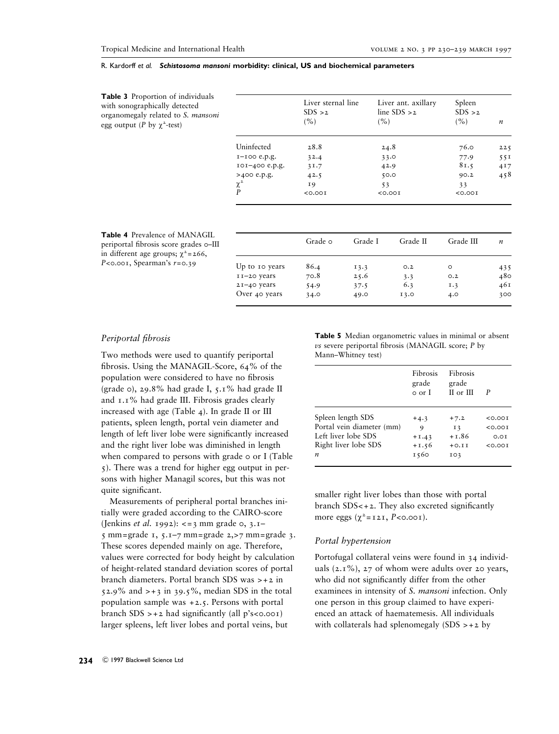**Table 3** Proportion of individuals with sonographically detected organomegaly related to *S. mansoni* egg output (*P* by $\chi^2$-test)

| | Liver sternal line SDS >2 (%) | Liver ant. axillary line SDS >2 (%) | Spleen SDS >2 (%) | *n* |
|---|---|---|---|---|
| Uninfected | 28.8 | 24.8 | 76.0 | 225 |
| 1–100 e.p.g. | 32.4 | 33.0 | 77.9 | 551 |
| 101–400 e.p.g. | 31.7 | 42.9 | 81.5 | 417 |
| >400 e.p.g. | 42.5 | 50.0 | 90.2 | 458 |
| $\chi^2$ | 19 | 53 | 33 | |
| *P* | <0.001 | <0.001 | <0.001 | |

**Table 4** Prevalence of MANAGIL periportal fibrosis score grades 0–III in different age groups; $\chi^2$=266, $P$<0.001, Spearman's $r$=0.39

| | Grade 0 | Grade I | Grade II | Grade III | *n* |
|---|---|---|---|---|---|
| Up to 10 years | 86.4 | 13.3 | 0.2 | 0 | 435 |
| 11–20 years | 70.8 | 25.6 | 3.3 | 0.2 | 480 |
| 21–40 years | 54.9 | 37.5 | 6.3 | 1.3 | 461 |
| Over 40 years | 34.0 | 49.0 | 13.0 | 4.0 | 300 |

### *Periportal fibrosis*

Two methods were used to quantify periportal fibrosis. Using the MANAGIL-Score, 64% of the population were considered to have no fibrosis (grade 0), 29.8% had grade I, 5.1% had grade II and 1.1% had grade III. Fibrosis grades clearly increased with age (Table 4). In grade II or III patients, spleen length, portal vein diameter and length of left liver lobe were significantly increased and the right liver lobe was diminished in length when compared to persons with grade 0 or I (Table 5). There was a trend for higher egg output in persons with higher Managil scores, but this was not quite significant.

Measurements of peripheral portal branches initially were graded according to the CAIRO-score (Jenkins *et al.* 1992): <=3 mm grade 0, 3.1–5 mm=grade 1, 5.1–7 mm=grade 2,>7 mm=grade 3. These scores depended mainly on age. Therefore, values were corrected for body height by calculation of height-related standard deviation scores of portal branch diameters. Portal branch SDS was >+2 in 52.9% and >+3 in 39.5%, median SDS in the total population sample was +2.5. Persons with portal branch SDS >+2 had significantly (all p's<0.001) larger spleens, left liver lobes and portal veins, but smaller right liver lobes than those with portal branch SDS<+2. They also excreted significantly more eggs ($\chi^2$=121, $P$<0.001).

**Table 5** Median organometric values in minimal or absent *vs* severe periportal fibrosis (MANAGIL score; *P* by Mann–Whitney test)

| | Fibrosis grade 0 or I | Fibrosis grade II or III | *P* |
|---|---|---|---|
| Spleen length SDS | +4.3 | +7.2 | <0.001 |
| Portal vein diameter (mm) | 9 | 13 | <0.001 |
| Left liver lobe SDS | +1.43 | +1.86 | 0.01 |
| Right liver lobe SDS | +1.56 | +0.11 | <0.001 |
| *n* | 1560 | 103 | |

### *Portal hypertension*

Portofugal collateral veins were found in 34 individuals (2.1%), 27 of whom were adults over 20 years, who did not significantly differ from the other examinees in intensity of *S. mansoni* infection. Only one person in this group claimed to have experienced an attack of haematemesis. All individuals with collaterals had splenomegaly (SDS >+2 by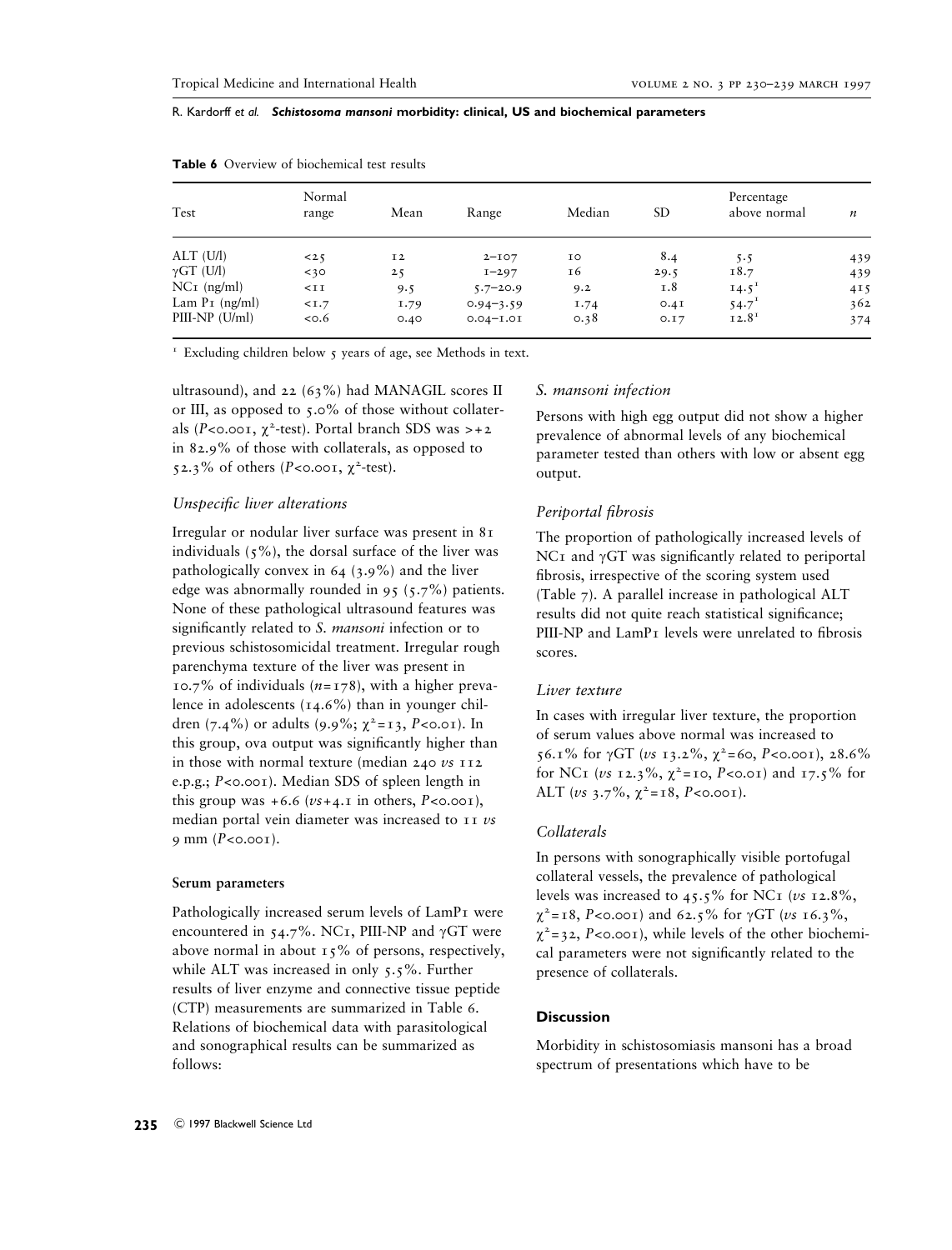**Table 6** Overview of biochemical test results

| Test | Normal range | Mean | Range | Median | SD | Percentage above normal | $n$ |
|---|---|---|---|---|---|---|---|
| ALT (U/l) | <25 | 12 | 2–107 | 10 | 8.4 | 5.5 | 439 |
| γGT (U/l) | <30 | 25 | 1–297 | 16 | 29.5 | 18.7 | 439 |
| NC1 (ng/ml) | <11 | 9.5 | 5.7–20.9 | 9.2 | 1.8 | 14.5[1] | 415 |
| Lam P1 (ng/ml) | <1.7 | 1.79 | 0.94–3.59 | 1.74 | 0.41 | 54.7[1] | 362 |
| PIII-NP (U/ml) | <0.6 | 0.40 | 0.04–1.01 | 0.38 | 0.17 | 12.8[1] | 374 |

[1] Excluding children below 5 years of age, see Methods in text.

ultrasound), and 22 (63%) had MANAGIL scores II or III, as opposed to 5.0% of those without collaterals ($P<0.001$, $\chi^2$-test). Portal branch SDS was >+2 in 82.9% of those with collaterals, as opposed to 52.3% of others ($P<0.001$, $\chi^2$-test).

### *Unspecific liver alterations*

Irregular or nodular liver surface was present in 81 individuals (5%), the dorsal surface of the liver was pathologically convex in 64 (3.9%) and the liver edge was abnormally rounded in 95 (5.7%) patients. None of these pathological ultrasound features was significantly related to *S. mansoni* infection or to previous schistosomicidal treatment. Irregular rough parenchyma texture of the liver was present in 10.7% of individuals ($n=178$), with a higher prevalence in adolescents (14.6%) than in younger children (7.4%) or adults (9.9%; $\chi^2=13$, $P<0.01$). In this group, ova output was significantly higher than in those with normal texture (median 240 *vs* 112 e.p.g.; $P<0.001$). Median SDS of spleen length in this group was +6.6 (*vs* +4.1 in others, $P<0.001$), median portal vein diameter was increased to 11 *vs* 9 mm ($P<0.001$).

#### Serum parameters

Pathologically increased serum levels of LamP1 were encountered in 54.7%. NC1, PIII-NP and γGT were above normal in about 15% of persons, respectively, while ALT was increased in only 5.5%. Further results of liver enzyme and connective tissue peptide (CTP) measurements are summarized in Table 6. Relations of biochemical data with parasitological and sonographical results can be summarized as follows:

### *S. mansoni infection*

Persons with high egg output did not show a higher prevalence of abnormal levels of any biochemical parameter tested than others with low or absent egg output.

### *Periportal fibrosis*

The proportion of pathologically increased levels of NC1 and γGT was significantly related to periportal fibrosis, irrespective of the scoring system used (Table 7). A parallel increase in pathological ALT results did not quite reach statistical significance; PIII-NP and LamP1 levels were unrelated to fibrosis scores.

### *Liver texture*

In cases with irregular liver texture, the proportion of serum values above normal was increased to 56.1% for γGT (*vs* 13.2%, $\chi^2=60$, $P<0.001$), 28.6% for NC1 (*vs* 12.3%, $\chi^2=10$, $P<0.01$) and 17.5% for ALT (*vs* 3.7%, $\chi^2=18$, $P<0.001$).

### *Collaterals*

In persons with sonographically visible portofugal collateral vessels, the prevalence of pathological levels was increased to 45.5% for NC1 (*vs* 12.8%, $\chi^2=18$, $P<0.001$) and 62.5% for γGT (*vs* 16.3%, $\chi^2=32$, $P<0.001$), while levels of the other biochemical parameters were not significantly related to the presence of collaterals.

## Discussion

Morbidity in schistosomiasis mansoni has a broad spectrum of presentations which have to be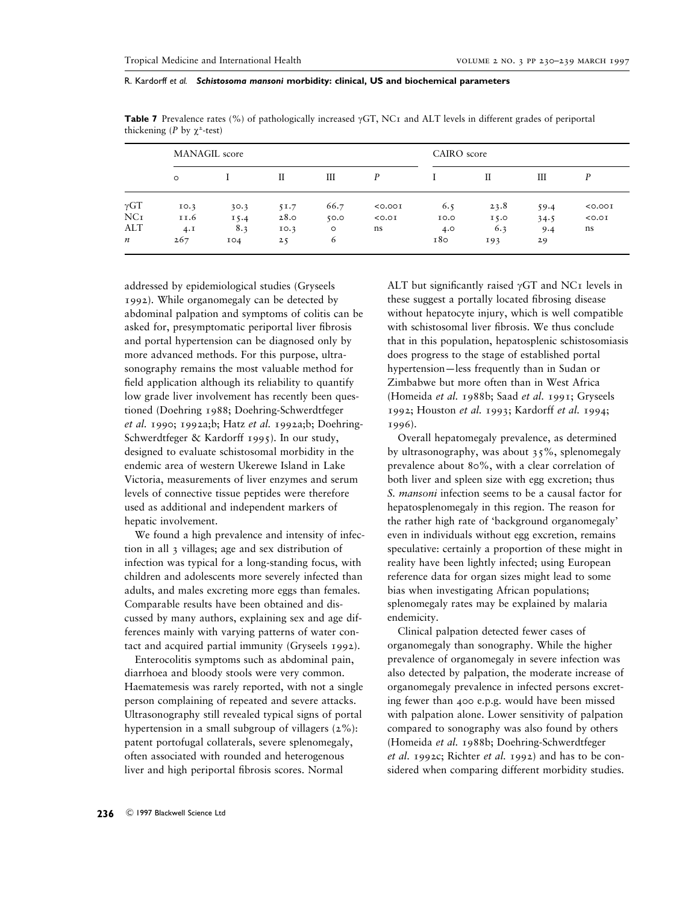**Table 7** Prevalence rates (%) of pathologically increased γGT, NC1 and ALT levels in different grades of periportal thickening (*P* by $\chi^2$-test)

| | MANAGIL score | | | | | CAIRO score | | | |
|---|---|---|---|---|---|---|---|---|---|
| | 0 | I | II | III | *P* | I | II | III | *P* |
| γGT | 10.3 | 30.3 | 51.7 | 66.7 | <0.001 | 6.5 | 23.8 | 59.4 | <0.001 |
| NC1 | 11.6 | 15.4 | 28.0 | 50.0 | <0.01 | 10.0 | 15.0 | 34.5 | <0.01 |
| ALT | 4.1 | 8.3 | 10.3 | 0 | ns | 4.0 | 6.3 | 9.4 | ns |
| *n* | 267 | 104 | 25 | 6 | | 180 | 193 | 29 | |

addressed by epidemiological studies (Gryseels 1992). While organomegaly can be detected by abdominal palpation and symptoms of colitis can be asked for, presymptomatic periportal liver fibrosis and portal hypertension can be diagnosed only by more advanced methods. For this purpose, ultrasonography remains the most valuable method for field application although its reliability to quantify low grade liver involvement has recently been questioned (Doehring 1988; Doehring-Schwerdtfeger *et al.* 1990; 1992a;b; Hatz *et al.* 1992a;b; Doehring-Schwerdtfeger & Kardorff 1995). In our study, designed to evaluate schistosomal morbidity in the endemic area of western Ukerewe Island in Lake Victoria, measurements of liver enzymes and serum levels of connective tissue peptides were therefore used as additional and independent markers of hepatic involvement.

We found a high prevalence and intensity of infection in all 3 villages; age and sex distribution of infection was typical for a long-standing focus, with children and adolescents more severely infected than adults, and males excreting more eggs than females. Comparable results have been obtained and discussed by many authors, explaining sex and age differences mainly with varying patterns of water contact and acquired partial immunity (Gryseels 1992).

Enterocolitis symptoms such as abdominal pain, diarrhoea and bloody stools were very common. Haematemesis was rarely reported, with not a single person complaining of repeated and severe attacks. Ultrasonography still revealed typical signs of portal hypertension in a small subgroup of villagers (2%): patent portofugal collaterals, severe splenomegaly, often associated with rounded and heterogenous liver and high periportal fibrosis scores. Normal ALT but significantly raised γGT and NC1 levels in these suggest a portally located fibrosing disease without hepatocyte injury, which is well compatible with schistosomal liver fibrosis. We thus conclude that in this population, hepatosplenic schistosomiasis does progress to the stage of established portal hypertension—less frequently than in Sudan or Zimbabwe but more often than in West Africa (Homeida *et al.* 1988b; Saad *et al.* 1991; Gryseels 1992; Houston *et al.* 1993; Kardorff *et al.* 1994; 1996).

Overall hepatomegaly prevalence, as determined by ultrasonography, was about 35%, splenomegaly prevalence about 80%, with a clear correlation of both liver and spleen size with egg excretion; thus *S. mansoni* infection seems to be a causal factor for hepatosplenomegaly in this region. The reason for the rather high rate of 'background organomegaly' even in individuals without egg excretion, remains speculative: certainly a proportion of these might in reality have been lightly infected; using European reference data for organ sizes might lead to some bias when investigating African populations; splenomegaly rates may be explained by malaria endemicity.

Clinical palpation detected fewer cases of organomegaly than sonography. While the higher prevalence of organomegaly in severe infection was also detected by palpation, the moderate increase of organomegaly prevalence in infected persons excreting fewer than 400 e.p.g. would have been missed with palpation alone. Lower sensitivity of palpation compared to sonography was also found by others (Homeida *et al.* 1988b; Doehring-Schwerdtfeger *et al.* 1992c; Richter *et al.* 1992) and has to be considered when comparing different morbidity studies.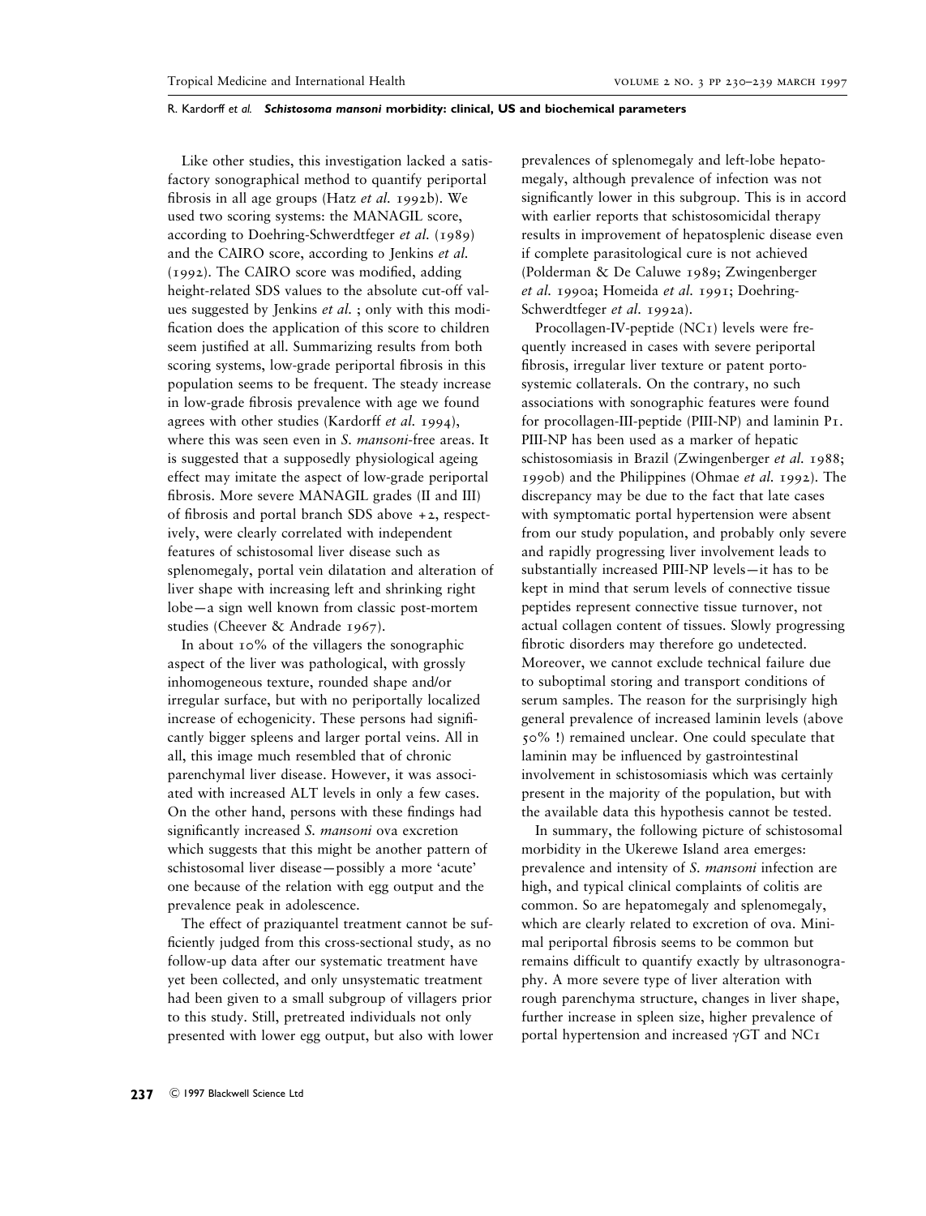Like other studies, this investigation lacked a satisfactory sonographical method to quantify periportal fibrosis in all age groups (Hatz *et al.* 1992b). We used two scoring systems: the MANAGIL score, according to Doehring-Schwerdtfeger *et al.* (1989) and the CAIRO score, according to Jenkins *et al.* (1992). The CAIRO score was modified, adding height-related SDS values to the absolute cut-off values suggested by Jenkins *et al.* ; only with this modification does the application of this score to children seem justified at all. Summarizing results from both scoring systems, low-grade periportal fibrosis in this population seems to be frequent. The steady increase in low-grade fibrosis prevalence with age we found agrees with other studies (Kardorff *et al.* 1994), where this was seen even in *S. mansoni*-free areas. It is suggested that a supposedly physiological ageing effect may imitate the aspect of low-grade periportal fibrosis. More severe MANAGIL grades (II and III) of fibrosis and portal branch SDS above +2, respectively, were clearly correlated with independent features of schistosomal liver disease such as splenomegaly, portal vein dilatation and alteration of liver shape with increasing left and shrinking right lobe—a sign well known from classic post-mortem studies (Cheever & Andrade 1967).

In about 10% of the villagers the sonographic aspect of the liver was pathological, with grossly inhomogeneous texture, rounded shape and/or irregular surface, but with no periportally localized increase of echogenicity. These persons had significantly bigger spleens and larger portal veins. All in all, this image much resembled that of chronic parenchymal liver disease. However, it was associated with increased ALT levels in only a few cases. On the other hand, persons with these findings had significantly increased *S. mansoni* ova excretion which suggests that this might be another pattern of schistosomal liver disease—possibly a more 'acute' one because of the relation with egg output and the prevalence peak in adolescence.

The effect of praziquantel treatment cannot be sufficiently judged from this cross-sectional study, as no follow-up data after our systematic treatment have yet been collected, and only unsystematic treatment had been given to a small subgroup of villagers prior to this study. Still, pretreated individuals not only presented with lower egg output, but also with lower prevalences of splenomegaly and left-lobe hepatomegaly, although prevalence of infection was not significantly lower in this subgroup. This is in accord with earlier reports that schistosomicidal therapy results in improvement of hepatosplenic disease even if complete parasitological cure is not achieved (Polderman & De Caluwe 1989; Zwingenberger *et al.* 1990a; Homeida *et al.* 1991; Doehring-Schwerdtfeger *et al.* 1992a).

Procollagen-IV-peptide (NC1) levels were frequently increased in cases with severe periportal fibrosis, irregular liver texture or patent portosystemic collaterals. On the contrary, no such associations with sonographic features were found for procollagen-III-peptide (PIII-NP) and laminin P1. PIII-NP has been used as a marker of hepatic schistosomiasis in Brazil (Zwingenberger *et al.* 1988; 1990b) and the Philippines (Ohmae *et al.* 1992). The discrepancy may be due to the fact that late cases with symptomatic portal hypertension were absent from our study population, and probably only severe and rapidly progressing liver involvement leads to substantially increased PIII-NP levels—it has to be kept in mind that serum levels of connective tissue peptides represent connective tissue turnover, not actual collagen content of tissues. Slowly progressing fibrotic disorders may therefore go undetected. Moreover, we cannot exclude technical failure due to suboptimal storing and transport conditions of serum samples. The reason for the surprisingly high general prevalence of increased laminin levels (above 50% !) remained unclear. One could speculate that laminin may be influenced by gastrointestinal involvement in schistosomiasis which was certainly present in the majority of the population, but with the available data this hypothesis cannot be tested.

In summary, the following picture of schistosomal morbidity in the Ukerewe Island area emerges: prevalence and intensity of *S. mansoni* infection are high, and typical clinical complaints of colitis are common. So are hepatomegaly and splenomegaly, which are clearly related to excretion of ova. Minimal periportal fibrosis seems to be common but remains difficult to quantify exactly by ultrasonography. A more severe type of liver alteration with rough parenchyma structure, changes in liver shape, further increase in spleen size, higher prevalence of portal hypertension and increased γGT and NC1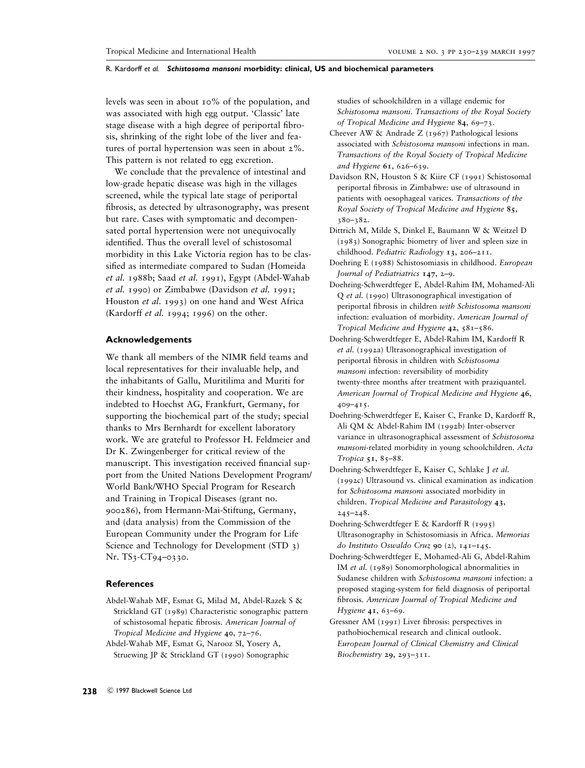levels was seen in about 10% of the population, and was associated with high egg output. 'Classic' late stage disease with a high degree of periportal fibrosis, shrinking of the right lobe of the liver and features of portal hypertension was seen in about 2%. This pattern is not related to egg excretion.

We conclude that the prevalence of intestinal and low-grade hepatic disease was high in the villages screened, while the typical late stage of periportal fibrosis, as detected by ultrasonography, was present but rare. Cases with symptomatic and decompensated portal hypertension were not unequivocally identified. Thus the overall level of schistosomal morbidity in this Lake Victoria region has to be classified as intermediate compared to Sudan (Homeida *et al.* 1988b; Saad *et al.* 1991), Egypt (Abdel-Wahab *et al.* 1990) or Zimbabwe (Davidson *et al.* 1991; Houston *et al.* 1993) on one hand and West Africa (Kardorff *et al.* 1994; 1996) on the other.

## Acknowledgements

We thank all members of the NIMR field teams and local representatives for their invaluable help, and the inhabitants of Gallu, Muritilima and Muriti for their kindness, hospitality and cooperation. We are indebted to Hoechst AG, Frankfurt, Germany, for supporting the biochemical part of the study; special thanks to Mrs Bernhardt for excellent laboratory work. We are grateful to Professor H. Feldmeier and Dr K. Zwingenberger for critical review of the manuscript. This investigation received financial support from the United Nations Development Program/World Bank/WHO Special Program for Research and Training in Tropical Diseases (grant no. 900286), from Hermann-Mai-Stiftung, Germany, and (data analysis) from the Commission of the European Community under the Program for Life Science and Technology for Development (STD 3) Nr. TS3-CT94–0330.

## References

Abdel-Wahab MF, Esmat G, Milad M, Abdel-Razek S & Strickland GT (1989) Characteristic sonographic pattern of schistosomal hepatic fibrosis. *American Journal of Tropical Medicine and Hygiene* **40**, 72–76.

Abdel-Wahab MF, Esmat G, Narooz SI, Yosery A, Struewing JP & Strickland GT (1990) Sonographic studies of schoolchildren in a village endemic for *Schistosoma mansoni*. *Transactions of the Royal Society of Tropical Medicine and Hygiene* **84**, 69–73.

Cheever AW & Andrade Z (1967) Pathological lesions associated with *Schistosoma mansoni* infections in man. *Transactions of the Royal Society of Tropical Medicine and Hygiene* **61**, 626–639.

Davidson RN, Houston S & Kiire CF (1991) Schistosomal periportal fibrosis in Zimbabwe: use of ultrasound in patients with oesophageal varices. *Transactions of the Royal Society of Tropical Medicine and Hygiene* **85**, 380–382.

Dittrich M, Milde S, Dinkel E, Baumann W & Weitzel D (1983) Sonographic biometry of liver and spleen size in childhood. *Pediatric Radiology* **13**, 206–211.

Doehring E (1988) Schistosomiasis in childhood. *European Journal of Pediatriatrics* **147**, 2–9.

Doehring-Schwerdtfeger E, Abdel-Rahim IM, Mohamed-Ali Q *et al.* (1990) Ultrasonographical investigation of periportal fibrosis in children *with Schistosoma mansoni* infection: evaluation of morbidity. *American Journal of Tropical Medicine and Hygiene* **42**, 581–586.

Doehring-Schwerdtfeger E, Abdel-Rahim IM, Kardorff R *et al.* (1992a) Ultrasonographical investigation of periportal fibrosis in children with *Schistosoma mansoni* infection: reversibility of morbidity twenty-three months after treatment with praziquantel. *American Journal of Tropical Medicine and Hygiene* **46**, 409–415.

Doehring-Schwerdtfeger E, Kaiser C, Franke D, Kardorff R, Ali QM & Abdel-Rahim IM (1992b) Inter-observer variance in ultrasonographical assessment of *Schistosoma mansoni*-related morbidity in young schoolchildren. *Acta Tropica* **51**, 85–88.

Doehring-Schwerdtfeger E, Kaiser C, Schlake J *et al.* (1992c) Ultrasound vs. clinical examination as indication for *Schistosoma mansoni* associated morbidity in children. *Tropical Medicine and Parasitology* **43**, 245–248.

Doehring-Schwerdtfeger E & Kardorff R (1995) Ultrasonography in Schistosomiasis in Africa. *Memorias do Instituto Oswaldo Cruz* **90** (2), 141–145.

Doehring-Schwerdtfeger E, Mohamed-Ali G, Abdel-Rahim IM *et al.* (1989) Sonomorphological abnormalities in Sudanese children with *Schistosoma mansoni* infection: a proposed staging-system for field diagnosis of periportal fibrosis. *American Journal of Tropical Medicine and Hygiene* **41**, 63–69.

Gressner AM (1991) Liver fibrosis: perspectives in pathobiochemical research and clinical outlook. *European Journal of Clinical Chemistry and Clinical Biochemistry* **29**, 293–311.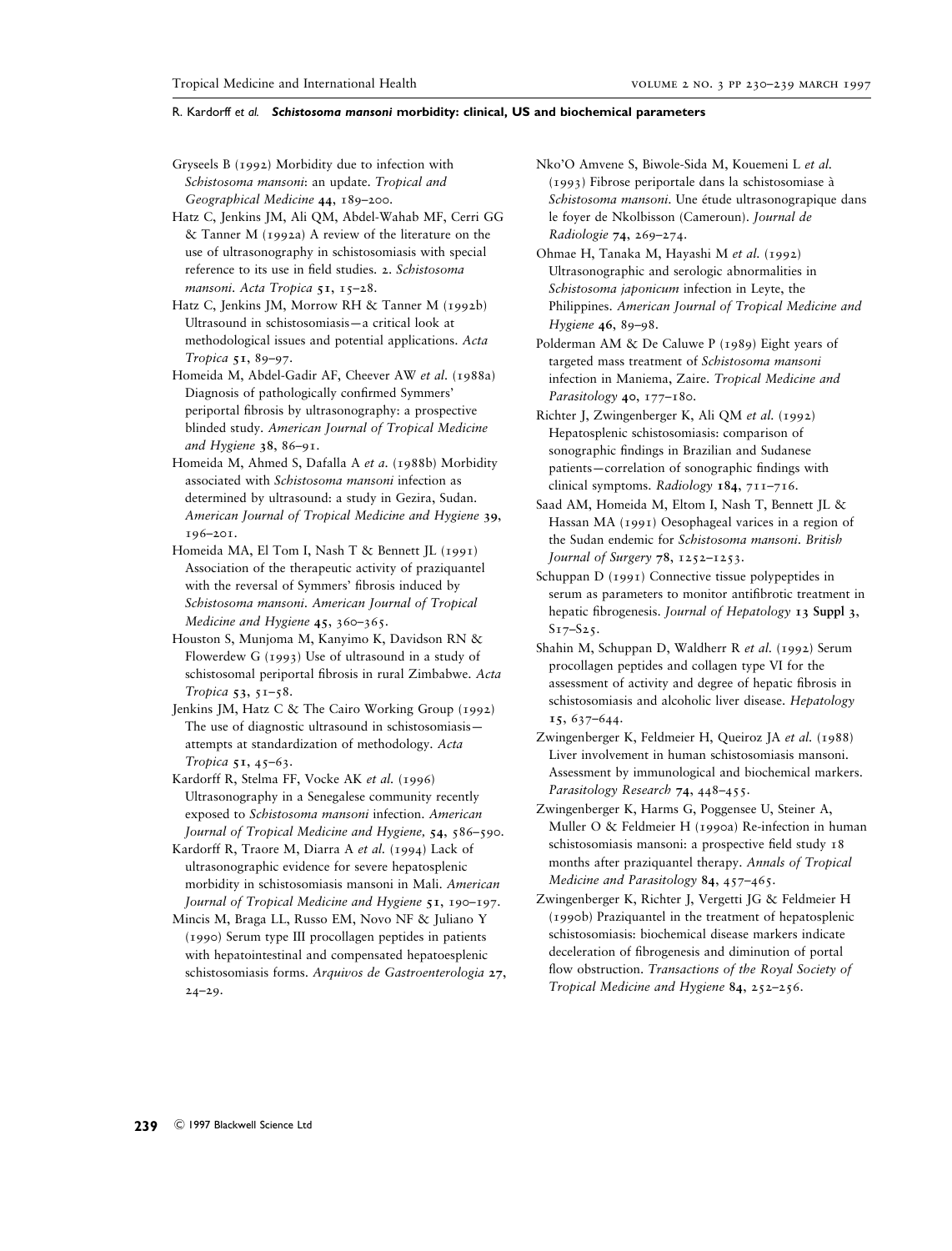Gryseels B (1992) Morbidity due to infection with *Schistosoma mansoni*: an update. *Tropical and Geographical Medicine* **44**, 189–200.

Hatz C, Jenkins JM, Ali QM, Abdel-Wahab MF, Cerri GG & Tanner M (1992a) A review of the literature on the use of ultrasonography in schistosomiasis with special reference to its use in field studies. 2. *Schistosoma mansoni*. *Acta Tropica* **51**, 15–28.

Hatz C, Jenkins JM, Morrow RH & Tanner M (1992b) Ultrasound in schistosomiasis—a critical look at methodological issues and potential applications. *Acta Tropica* **51**, 89–97.

Homeida M, Abdel-Gadir AF, Cheever AW *et al.* (1988a) Diagnosis of pathologically confirmed Symmers' periportal fibrosis by ultrasonography: a prospective blinded study. *American Journal of Tropical Medicine and Hygiene* **38**, 86–91.

Homeida M, Ahmed S, Dafalla A *et a.* (1988b) Morbidity associated with *Schistosoma mansoni* infection as determined by ultrasound: a study in Gezira, Sudan. *American Journal of Tropical Medicine and Hygiene* **39**, 196–201.

Homeida MA, El Tom I, Nash T & Bennett JL (1991) Association of the therapeutic activity of praziquantel with the reversal of Symmers' fibrosis induced by *Schistosoma mansoni*. *American Journal of Tropical Medicine and Hygiene* **45**, 360–365.

Houston S, Munjoma M, Kanyimo K, Davidson RN & Flowerdew G (1993) Use of ultrasound in a study of schistosomal periportal fibrosis in rural Zimbabwe. *Acta Tropica* **53**, 51–58.

Jenkins JM, Hatz C & The Cairo Working Group (1992) The use of diagnostic ultrasound in schistosomiasis—attempts at standardization of methodology. *Acta Tropica* **51**, 45–63.

Kardorff R, Stelma FF, Vocke AK *et al.* (1996) Ultrasonography in a Senegalese community recently exposed to *Schistosoma mansoni* infection. *American Journal of Tropical Medicine and Hygiene,* **54**, 586–590.

Kardorff R, Traore M, Diarra A *et al.* (1994) Lack of ultrasonographic evidence for severe hepatosplenic morbidity in schistosomiasis mansoni in Mali. *American Journal of Tropical Medicine and Hygiene* **51**, 190–197.

Mincis M, Braga LL, Russo EM, Novo NF & Juliano Y (1990) Serum type III procollagen peptides in patients with hepatointestinal and compensated hepatoesplenic schistosomiasis forms. *Arquivos de Gastroenterologia* **27**, 24–29.

Nko'O Amvene S, Biwole-Sida M, Kouemeni L *et al.* (1993) Fibrose periportale dans la schistosomiase à *Schistosoma mansoni*. Une étude ultrasonograpique dans le foyer de Nkolbisson (Cameroun). *Journal de Radiologie* **74**, 269–274.

Ohmae H, Tanaka M, Hayashi M *et al.* (1992) Ultrasonographic and serologic abnormalities in *Schistosoma japonicum* infection in Leyte, the Philippines. *American Journal of Tropical Medicine and Hygiene* **46**, 89–98.

Polderman AM & De Caluwe P (1989) Eight years of targeted mass treatment of *Schistosoma mansoni* infection in Maniema, Zaire. *Tropical Medicine and Parasitology* **40**, 177–180.

Richter J, Zwingenberger K, Ali QM *et al.* (1992) Hepatosplenic schistosomiasis: comparison of sonographic findings in Brazilian and Sudanese patients—correlation of sonographic findings with clinical symptoms. *Radiology* **184**, 711–716.

Saad AM, Homeida M, Eltom I, Nash T, Bennett JL & Hassan MA (1991) Oesophageal varices in a region of the Sudan endemic for *Schistosoma mansoni*. *British Journal of Surgery* **78**, 1252–1253.

Schuppan D (1991) Connective tissue polypeptides in serum as parameters to monitor antifibrotic treatment in hepatic fibrogenesis. *Journal of Hepatology* **13 Suppl 3**, S17–S25.

Shahin M, Schuppan D, Waldherr R *et al.* (1992) Serum procollagen peptides and collagen type VI for the assessment of activity and degree of hepatic fibrosis in schistosomiasis and alcoholic liver disease. *Hepatology* **15**, 637–644.

Zwingenberger K, Feldmeier H, Queiroz JA *et al.* (1988) Liver involvement in human schistosomiasis mansoni. Assessment by immunological and biochemical markers. *Parasitology Research* **74**, 448–455.

Zwingenberger K, Harms G, Poggensee U, Steiner A, Muller O & Feldmeier H (1990a) Re-infection in human schistosomiasis mansoni: a prospective field study 18 months after praziquantel therapy. *Annals of Tropical Medicine and Parasitology* **84**, 457–465.

Zwingenberger K, Richter J, Vergetti JG & Feldmeier H (1990b) Praziquantel in the treatment of hepatosplenic schistosomiasis: biochemical disease markers indicate deceleration of fibrogenesis and diminution of portal flow obstruction. *Transactions of the Royal Society of Tropical Medicine and Hygiene* **84**, 252–256.